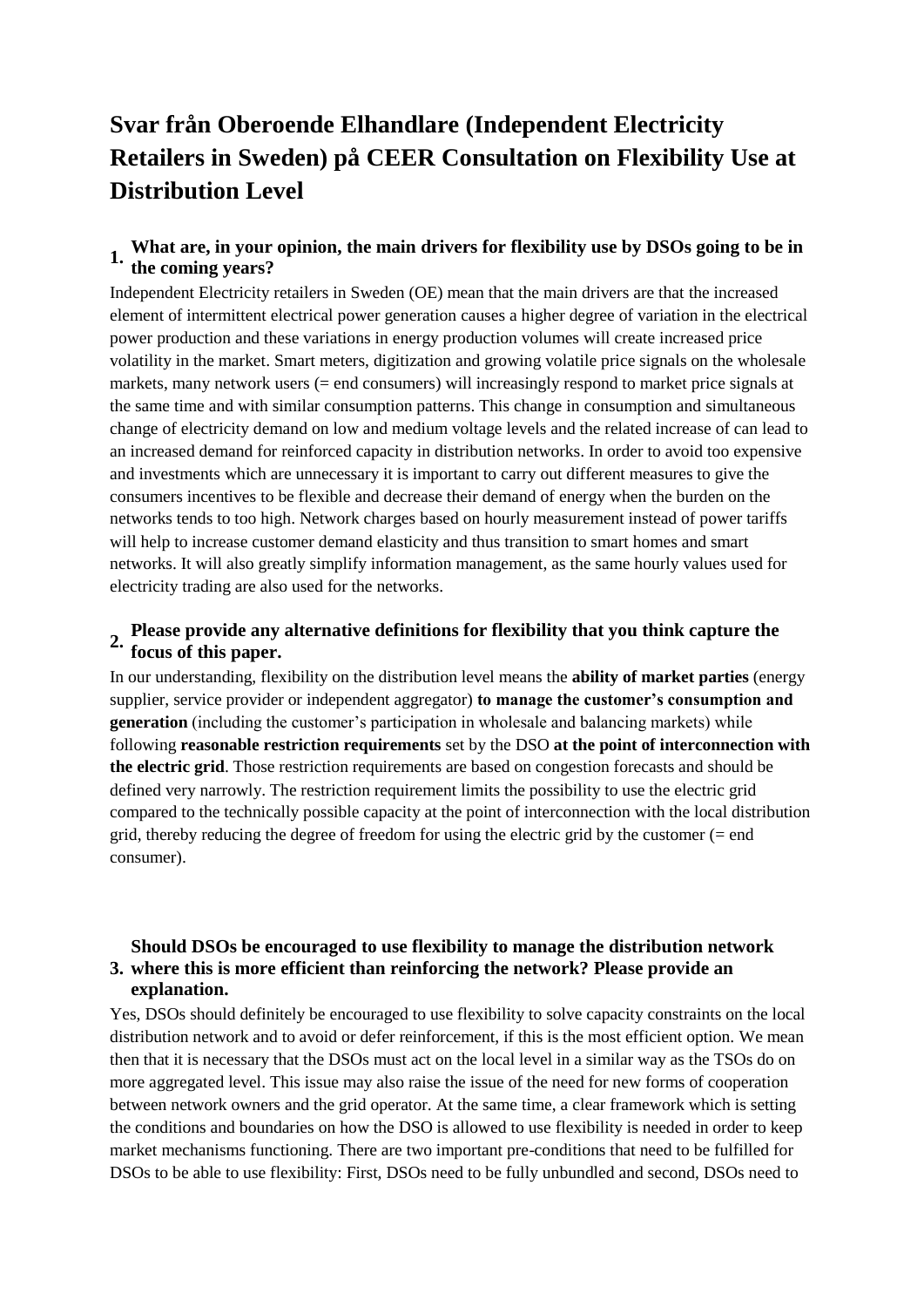# Svar från Oberoende Elhandlare (Independent Electricity Retailers in Sweden) på CEER Consultation on Flexibility Use at Distribution Level

## 1. What are, in your opinion, the main drivers for flexibility use by DSOs going to be in the coming years?

Independent Electricity retailers in Sweden (OE) mean that the main drivers are that the increased element of intermittent electrical power generation causes a higher degree of variation in the electrical power production and these variations in energy production volumes will create increased price volatility in the market. Smart meters, digitization and growing volatile price signals on the wholesale markets, many network users (= end consumers) will increasingly respond to market price signals at the same time and with similar consumption patterns. This change in consumption and simultaneous change of electricity demand on low and medium voltage levels and the related increase of can lead to an increased demand for reinforced capacity in distribution networks. In order to avoid too expensive and investments which are unnecessary it is important to carry out different measures to give the consumers incentives to be flexible and decrease their demand of energy when the burden on the networks tends to too high. Network charges based on hourly measurement instead of power tariffs will help to increase customer demand elasticity and thus transition to smart homes and smart networks. It will also greatly simplify information management, as the same hourly values used for electricity trading are also used for the networks.

## 2. Please provide any alternative definitions for flexibility that you think capture the focus of this paper.

In our understanding, flexibility on the distribution level means the **ability of market parties** (energy supplier, service provider or independent aggregator) **to manage the customer's consumption and generation** (including the customer's participation in wholesale and balancing markets) while following **reasonable restriction requirements** set by the DSO **at the point of interconnection with the electric grid**. Those restriction requirements are based on congestion forecasts and should be defined very narrowly. The restriction requirement limits the possibility to use the electric grid compared to the technically possible capacity at the point of interconnection with the local distribution grid, thereby reducing the degree of freedom for using the electric grid by the customer (= end consumer).

## 3. Should DSOs be encouraged to use flexibility to manage the distribution network where this is more efficient than reinforcing the network? Please provide an explanation.

Yes, DSOs should definitely be encouraged to use flexibility to solve capacity constraints on the local distribution network and to avoid or defer reinforcement, if this is the most efficient option. We mean then that it is necessary that the DSOs must act on the local level in a similar way as the TSOs do on more aggregated level. This issue may also raise the issue of the need for new forms of cooperation between network owners and the grid operator. At the same time, a clear framework which is setting the conditions and boundaries on how the DSO is allowed to use flexibility is needed in order to keep market mechanisms functioning. There are two important pre-conditions that need to be fulfilled for DSOs to be able to use flexibility: First, DSOs need to be fully unbundled and second, DSOs need to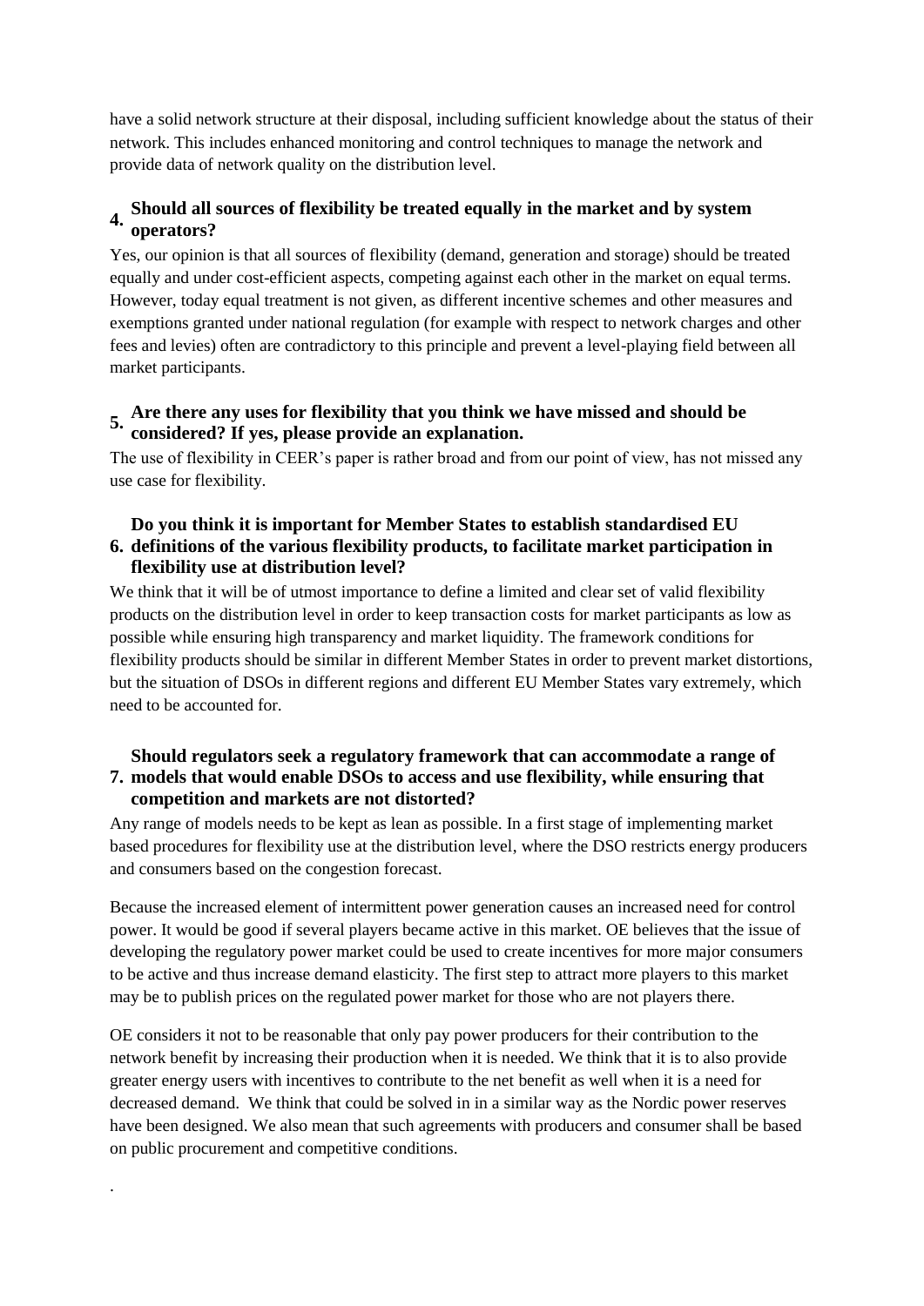have a solid network structure at their disposal, including sufficient knowledge about the status of their network. This includes enhanced monitoring and control techniques to manage the network and provide data of network quality on the distribution level.

**4. Should all sources of flexibility be treated equally in the market and by system operators?**

Yes, our opinion is that all sources of flexibility (demand, generation and storage) should be treated equally and under cost-efficient aspects, competing against each other in the market on equal terms. However, today equal treatment is not given, as different incentive schemes and other measures and exemptions granted under national regulation (for example with respect to network charges and other fees and levies) often are contradictory to this principle and prevent a level-playing field between all market participants.

**5. Are there any uses for flexibility that you think we have missed and should be considered? If yes, please provide an explanation.**

The use of flexibility in CEER's paper is rather broad and from our point of view, has not missed any use case for flexibility.

**6. Do you think it is important for Member States to establish standardised EU definitions of the various flexibility products, to facilitate market participation in flexibility use at distribution level?**

We think that it will be of utmost importance to define a limited and clear set of valid flexibility products on the distribution level in order to keep transaction costs for market participants as low as possible while ensuring high transparency and market liquidity. The framework conditions for flexibility products should be similar in different Member States in order to prevent market distortions, but the situation of DSOs in different regions and different EU Member States vary extremely, which need to be accounted for.

**7. Should regulators seek a regulatory framework that can accommodate a range of models that would enable DSOs to access and use flexibility, while ensuring that competition and markets are not distorted?**

Any range of models needs to be kept as lean as possible. In a first stage of implementing market based procedures for flexibility use at the distribution level, where the DSO restricts energy producers and consumers based on the congestion forecast.

Because the increased element of intermittent power generation causes an increased need for control power. It would be good if several players became active in this market. OE believes that the issue of developing the regulatory power market could be used to create incentives for more major consumers to be active and thus increase demand elasticity. The first step to attract more players to this market may be to publish prices on the regulated power market for those who are not players there.

OE considers it not to be reasonable that only pay power producers for their contribution to the network benefit by increasing their production when it is needed. We think that it is to also provide greater energy users with incentives to contribute to the net benefit as well when it is a need for decreased demand. We think that could be solved in in a similar way as the Nordic power reserves have been designed. We also mean that such agreements with producers and consumer shall be based on public procurement and competitive conditions.

.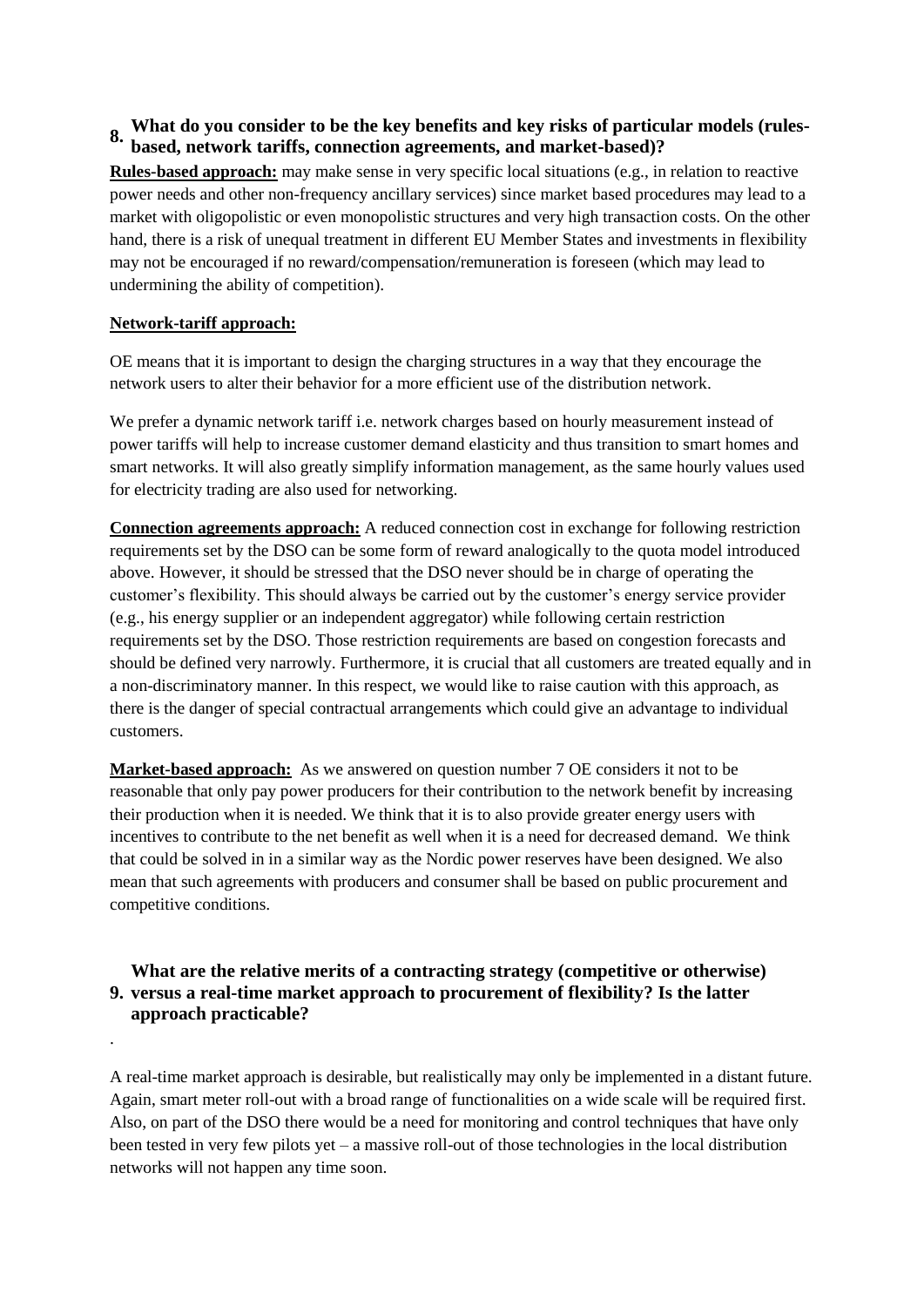## 8. What do you consider to be the key benefits and key risks of particular models (rules-based, network tariffs, connection agreements, and market-based)?

**Rules-based approach:** may make sense in very specific local situations (e.g., in relation to reactive power needs and other non-frequency ancillary services) since market based procedures may lead to a market with oligopolistic or even monopolistic structures and very high transaction costs. On the other hand, there is a risk of unequal treatment in different EU Member States and investments in flexibility may not be encouraged if no reward/compensation/remuneration is foreseen (which may lead to undermining the ability of competition).

**Network-tariff approach:**

OE means that it is important to design the charging structures in a way that they encourage the network users to alter their behavior for a more efficient use of the distribution network.

We prefer a dynamic network tariff i.e. network charges based on hourly measurement instead of power tariffs will help to increase customer demand elasticity and thus transition to smart homes and smart networks. It will also greatly simplify information management, as the same hourly values used for electricity trading are also used for networking.

**Connection agreements approach:** A reduced connection cost in exchange for following restriction requirements set by the DSO can be some form of reward analogically to the quota model introduced above. However, it should be stressed that the DSO never should be in charge of operating the customer's flexibility. This should always be carried out by the customer's energy service provider (e.g., his energy supplier or an independent aggregator) while following certain restriction requirements set by the DSO. Those restriction requirements are based on congestion forecasts and should be defined very narrowly. Furthermore, it is crucial that all customers are treated equally and in a non-discriminatory manner. In this respect, we would like to raise caution with this approach, as there is the danger of special contractual arrangements which could give an advantage to individual customers.

**Market-based approach:** As we answered on question number 7 OE considers it not to be reasonable that only pay power producers for their contribution to the network benefit by increasing their production when it is needed. We think that it is to also provide greater energy users with incentives to contribute to the net benefit as well when it is a need for decreased demand. We think that could be solved in in a similar way as the Nordic power reserves have been designed. We also mean that such agreements with producers and consumer shall be based on public procurement and competitive conditions.

## 9. What are the relative merits of a contracting strategy (competitive or otherwise) versus a real-time market approach to procurement of flexibility? Is the latter approach practicable?

.

A real-time market approach is desirable, but realistically may only be implemented in a distant future. Again, smart meter roll-out with a broad range of functionalities on a wide scale will be required first. Also, on part of the DSO there would be a need for monitoring and control techniques that have only been tested in very few pilots yet – a massive roll-out of those technologies in the local distribution networks will not happen any time soon.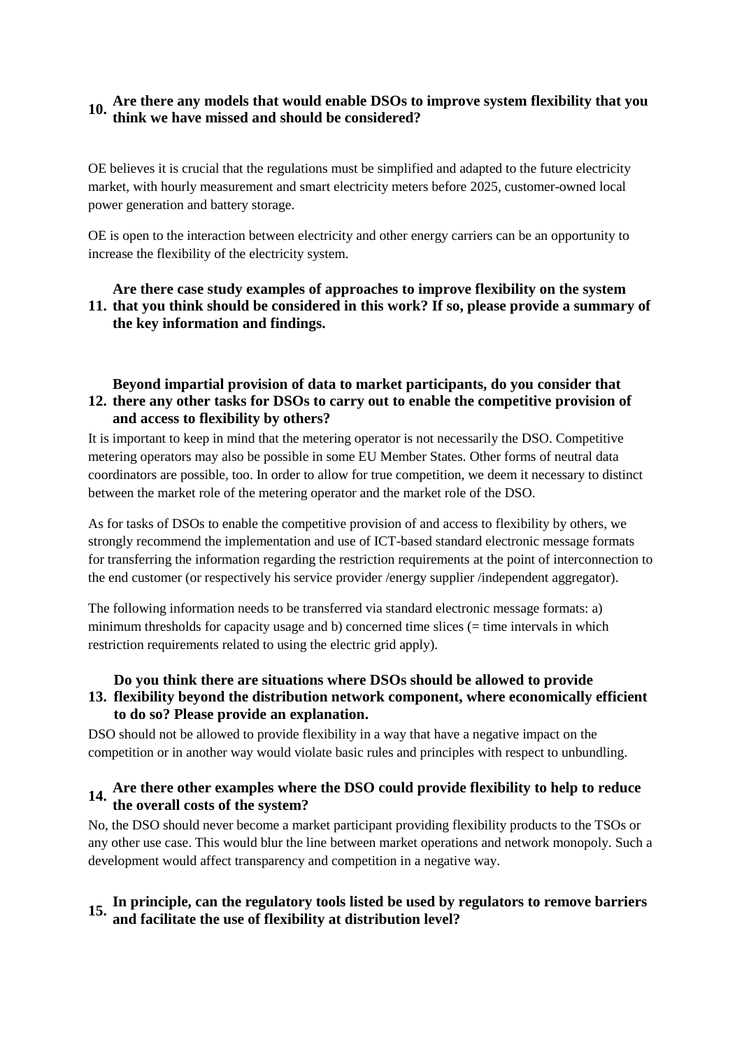**10. Are there any models that would enable DSOs to improve system flexibility that you think we have missed and should be considered?**

OE believes it is crucial that the regulations must be simplified and adapted to the future electricity market, with hourly measurement and smart electricity meters before 2025, customer-owned local power generation and battery storage.

OE is open to the interaction between electricity and other energy carriers can be an opportunity to increase the flexibility of the electricity system.

**11. Are there case study examples of approaches to improve flexibility on the system that you think should be considered in this work? If so, please provide a summary of the key information and findings.**

**12. Beyond impartial provision of data to market participants, do you consider that there any other tasks for DSOs to carry out to enable the competitive provision of and access to flexibility by others?**

It is important to keep in mind that the metering operator is not necessarily the DSO. Competitive metering operators may also be possible in some EU Member States. Other forms of neutral data coordinators are possible, too. In order to allow for true competition, we deem it necessary to distinct between the market role of the metering operator and the market role of the DSO.

As for tasks of DSOs to enable the competitive provision of and access to flexibility by others, we strongly recommend the implementation and use of ICT-based standard electronic message formats for transferring the information regarding the restriction requirements at the point of interconnection to the end customer (or respectively his service provider /energy supplier /independent aggregator).

The following information needs to be transferred via standard electronic message formats: a) minimum thresholds for capacity usage and b) concerned time slices (= time intervals in which restriction requirements related to using the electric grid apply).

**13. Do you think there are situations where DSOs should be allowed to provide flexibility beyond the distribution network component, where economically efficient to do so? Please provide an explanation.**

DSO should not be allowed to provide flexibility in a way that have a negative impact on the competition or in another way would violate basic rules and principles with respect to unbundling.

**14. Are there other examples where the DSO could provide flexibility to help to reduce the overall costs of the system?**

No, the DSO should never become a market participant providing flexibility products to the TSOs or any other use case. This would blur the line between market operations and network monopoly. Such a development would affect transparency and competition in a negative way.

**15. In principle, can the regulatory tools listed be used by regulators to remove barriers and facilitate the use of flexibility at distribution level?**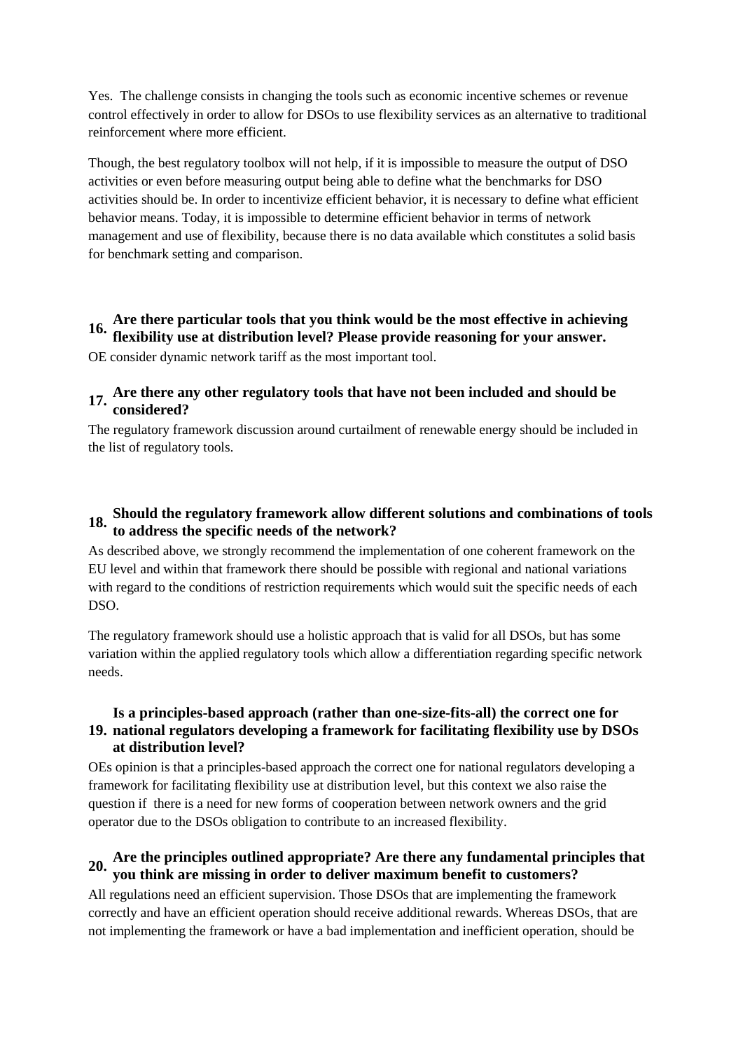Yes. The challenge consists in changing the tools such as economic incentive schemes or revenue control effectively in order to allow for DSOs to use flexibility services as an alternative to traditional reinforcement where more efficient.

Though, the best regulatory toolbox will not help, if it is impossible to measure the output of DSO activities or even before measuring output being able to define what the benchmarks for DSO activities should be. In order to incentivize efficient behavior, it is necessary to define what efficient behavior means. Today, it is impossible to determine efficient behavior in terms of network management and use of flexibility, because there is no data available which constitutes a solid basis for benchmark setting and comparison.

**16. Are there particular tools that you think would be the most effective in achieving flexibility use at distribution level? Please provide reasoning for your answer.**

OE consider dynamic network tariff as the most important tool.

**17. Are there any other regulatory tools that have not been included and should be considered?**

The regulatory framework discussion around curtailment of renewable energy should be included in the list of regulatory tools.

**18. Should the regulatory framework allow different solutions and combinations of tools to address the specific needs of the network?**

As described above, we strongly recommend the implementation of one coherent framework on the EU level and within that framework there should be possible with regional and national variations with regard to the conditions of restriction requirements which would suit the specific needs of each DSO.

The regulatory framework should use a holistic approach that is valid for all DSOs, but has some variation within the applied regulatory tools which allow a differentiation regarding specific network needs.

**19. Is a principles-based approach (rather than one-size-fits-all) the correct one for national regulators developing a framework for facilitating flexibility use by DSOs at distribution level?**

OEs opinion is that a principles-based approach the correct one for national regulators developing a framework for facilitating flexibility use at distribution level, but this context we also raise the question if there is a need for new forms of cooperation between network owners and the grid operator due to the DSOs obligation to contribute to an increased flexibility.

**20. Are the principles outlined appropriate? Are there any fundamental principles that you think are missing in order to deliver maximum benefit to customers?**

All regulations need an efficient supervision. Those DSOs that are implementing the framework correctly and have an efficient operation should receive additional rewards. Whereas DSOs, that are not implementing the framework or have a bad implementation and inefficient operation, should be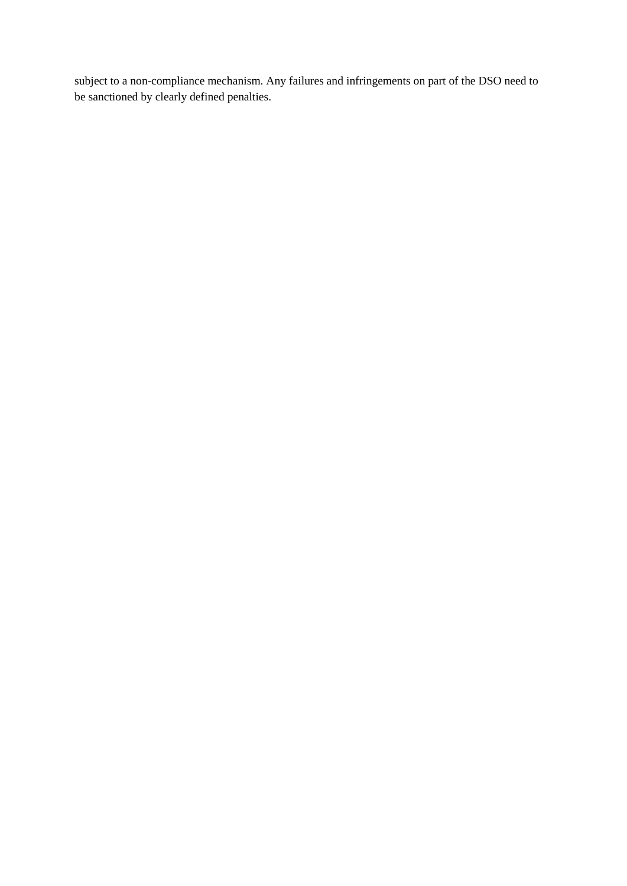subject to a non-compliance mechanism. Any failures and infringements on part of the DSO need to be sanctioned by clearly defined penalties.